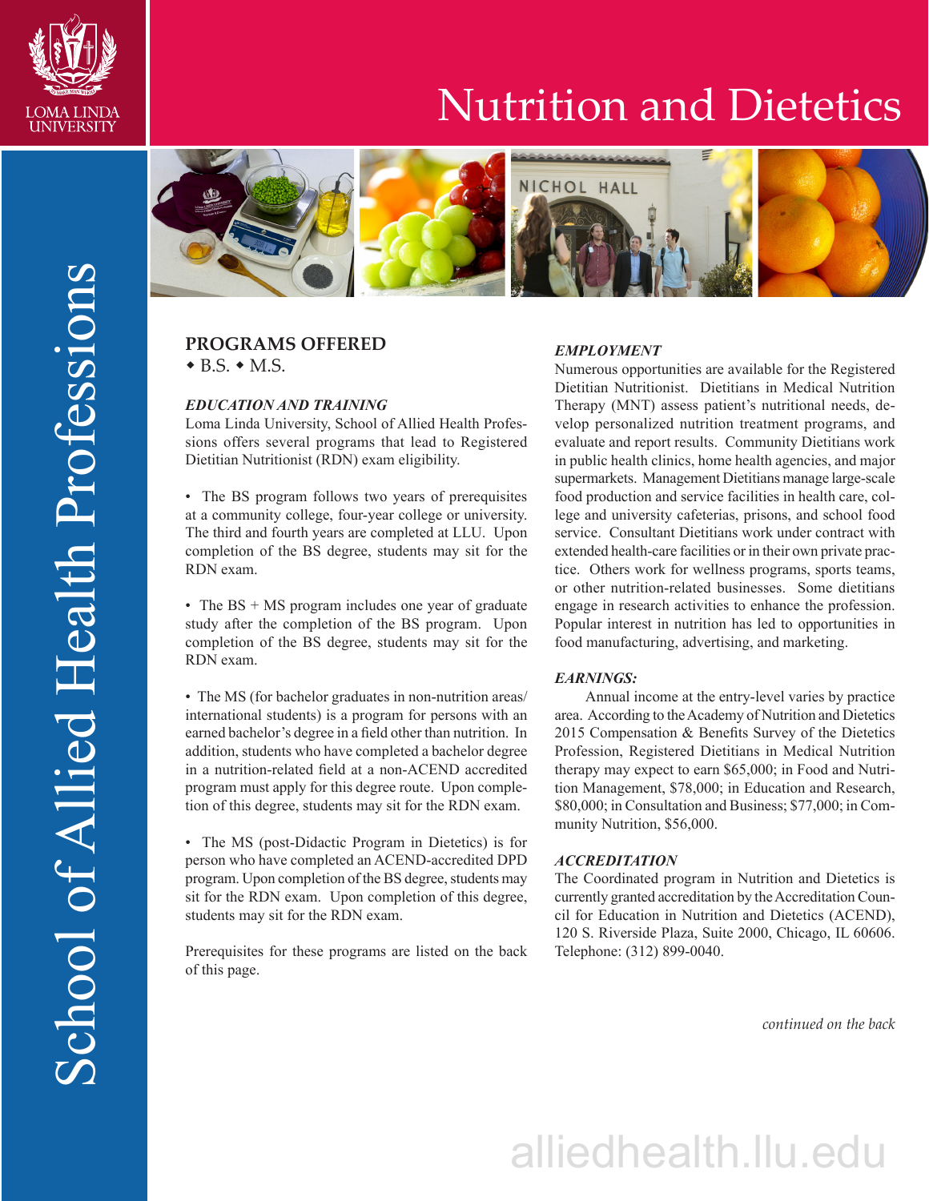LOMA LINDA UNIVERSITY

# Nutrition and Dietetics

School of Allied Health Professions

## PROGRAMS OFFERED

◆ B.S. ◆ M.S.

### *EDUCATION AND TRAINING*

Loma Linda University, School of Allied Health Professions offers several programs that lead to Registered Dietitian Nutritionist (RDN) exam eligibility.

- The BS program follows two years of prerequisites at a community college, four-year college or university. The third and fourth years are completed at LLU. Upon completion of the BS degree, students may sit for the RDN exam.

- The BS + MS program includes one year of graduate study after the completion of the BS program. Upon completion of the BS degree, students may sit for the RDN exam.

- The MS (for bachelor graduates in non-nutrition areas/international students) is a program for persons with an earned bachelor's degree in a field other than nutrition. In addition, students who have completed a bachelor degree in a nutrition-related field at a non-ACEND accredited program must apply for this degree route. Upon completion of this degree, students may sit for the RDN exam.

- The MS (post-Didactic Program in Dietetics) is for person who have completed an ACEND-accredited DPD program. Upon completion of the BS degree, students may sit for the RDN exam. Upon completion of this degree, students may sit for the RDN exam.

Prerequisites for these programs are listed on the back of this page.

### *EMPLOYMENT*

Numerous opportunities are available for the Registered Dietitian Nutritionist. Dietitians in Medical Nutrition Therapy (MNT) assess patient's nutritional needs, develop personalized nutrition treatment programs, and evaluate and report results. Community Dietitians work in public health clinics, home health agencies, and major supermarkets. Management Dietitians manage large-scale food production and service facilities in health care, college and university cafeterias, prisons, and school food service. Consultant Dietitians work under contract with extended health-care facilities or in their own private practice. Others work for wellness programs, sports teams, or other nutrition-related businesses. Some dietitians engage in research activities to enhance the profession. Popular interest in nutrition has led to opportunities in food manufacturing, advertising, and marketing.

### *EARNINGS:*

Annual income at the entry-level varies by practice area. According to the Academy of Nutrition and Dietetics 2015 Compensation & Benefits Survey of the Dietetics Profession, Registered Dietitians in Medical Nutrition therapy may expect to earn $65,000; in Food and Nutrition Management, $78,000; in Education and Research, $80,000; in Consultation and Business; $77,000; in Community Nutrition, $56,000.

### *ACCREDITATION*

The Coordinated program in Nutrition and Dietetics is currently granted accreditation by the Accreditation Council for Education in Nutrition and Dietetics (ACEND), 120 S. Riverside Plaza, Suite 2000, Chicago, IL 60606. Telephone: (312) 899-0040.

*continued on the back*

alliedhealth.llu.edu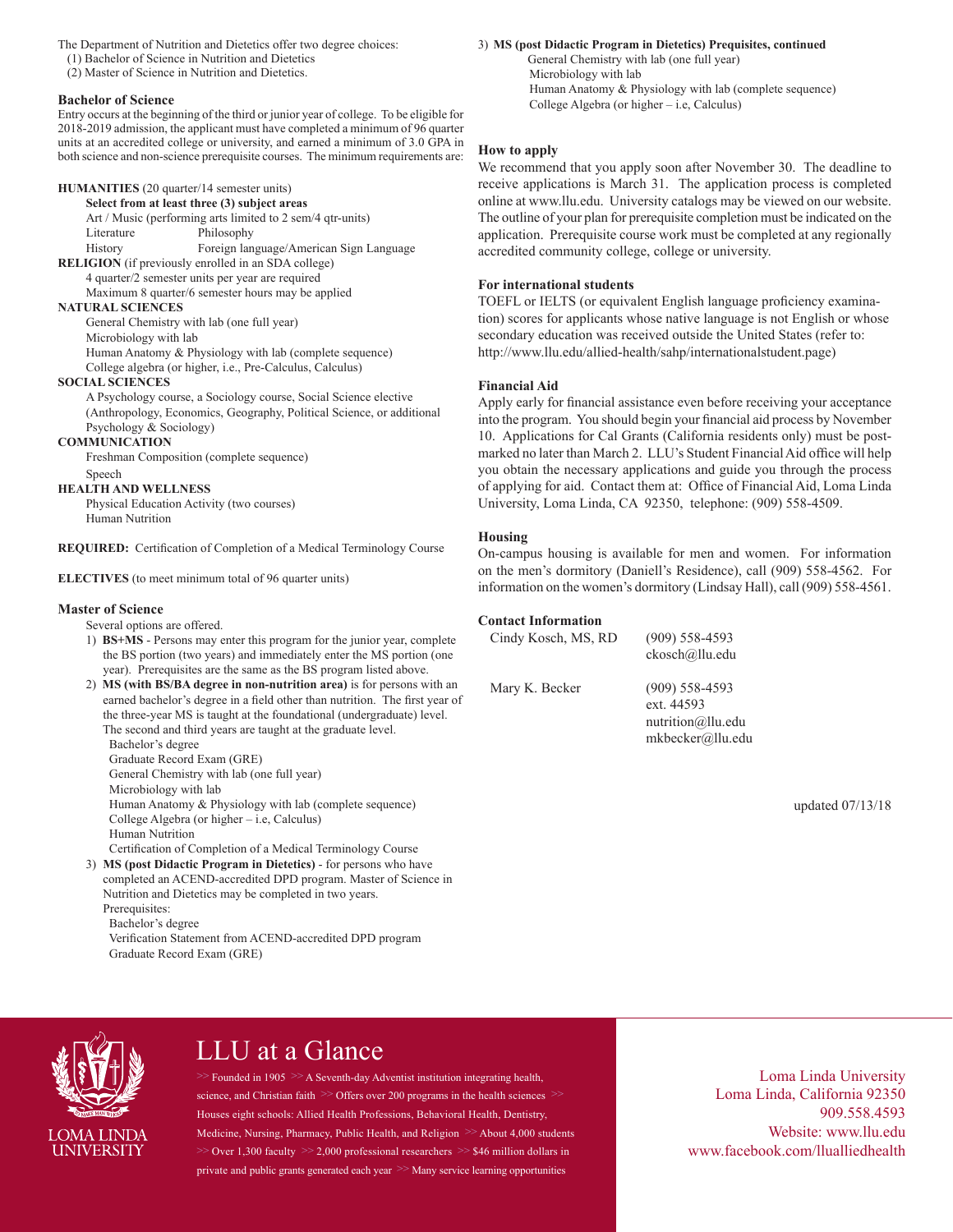The Department of Nutrition and Dietetics offer two degree choices:
(1) Bachelor of Science in Nutrition and Dietetics
(2) Master of Science in Nutrition and Dietetics.

## Bachelor of Science

Entry occurs at the beginning of the third or junior year of college. To be eligible for 2018-2019 admission, the applicant must have completed a minimum of 96 quarter units at an accredited college or university, and earned a minimum of 3.0 GPA in both science and non-science prerequisite courses. The minimum requirements are:

**HUMANITIES** (20 quarter/14 semester units)
**Select from at least three (3) subject areas**
- Art / Music (performing arts limited to 2 sem/4 qtr-units)
- Literature
- History
- Philosophy
- Foreign language/American Sign Language

**RELIGION** (if previously enrolled in an SDA college)
4 quarter/2 semester units per year are required
Maximum 8 quarter/6 semester hours may be applied

**NATURAL SCIENCES**
- General Chemistry with lab (one full year)
- Microbiology with lab
- Human Anatomy & Physiology with lab (complete sequence)
- College algebra (or higher, i.e., Pre-Calculus, Calculus)

**SOCIAL SCIENCES**
A Psychology course, a Sociology course, Social Science elective (Anthropology, Economics, Geography, Political Science, or additional Psychology & Sociology)

**COMMUNICATION**
- Freshman Composition (complete sequence)
- Speech

**HEALTH AND WELLNESS**
- Physical Education Activity (two courses)
- Human Nutrition

**REQUIRED:** Certification of Completion of a Medical Terminology Course

**ELECTIVES** (to meet minimum total of 96 quarter units)

## Master of Science

Several options are offered.

1) **BS+MS** - Persons may enter this program for the junior year, complete the BS portion (two years) and immediately enter the MS portion (one year). Prerequisites are the same as the BS program listed above.

2) **MS (with BS/BA degree in non-nutrition area)** is for persons with an earned bachelor's degree in a field other than nutrition. The first year of the three-year MS is taught at the foundational (undergraduate) level. The second and third years are taught at the graduate level.
   - Bachelor's degree
   - Graduate Record Exam (GRE)
   - General Chemistry with lab (one full year)
   - Microbiology with lab
   - Human Anatomy & Physiology with lab (complete sequence)
   - College Algebra (or higher – i.e, Calculus)
   - Human Nutrition
   - Certification of Completion of a Medical Terminology Course

3) **MS (post Didactic Program in Dietetics)** - for persons who have completed an ACEND-accredited DPD program. Master of Science in Nutrition and Dietetics may be completed in two years.
   Prerequisites:
   - Bachelor's degree
   - Verification Statement from ACEND-accredited DPD program
   - Graduate Record Exam (GRE)

3) **MS (post Didactic Program in Dietetics) Prequisites, continued**
   - General Chemistry with lab (one full year)
   - Microbiology with lab
   - Human Anatomy & Physiology with lab (complete sequence)
   - College Algebra (or higher – i.e, Calculus)

### How to apply

We recommend that you apply soon after November 30. The deadline to receive applications is March 31. The application process is completed online at www.llu.edu. University catalogs may be viewed on our website. The outline of your plan for prerequisite completion must be indicated on the application. Prerequisite course work must be completed at any regionally accredited community college, college or university.

### For international students

TOEFL or IELTS (or equivalent English language proficiency examination) scores for applicants whose native language is not English or whose secondary education was received outside the United States (refer to: http://www.llu.edu/allied-health/sahp/internationalstudent.page)

### Financial Aid

Apply early for financial assistance even before receiving your acceptance into the program. You should begin your financial aid process by November 10. Applications for Cal Grants (California residents only) must be postmarked no later than March 2. LLU's Student Financial Aid office will help you obtain the necessary applications and guide you through the process of applying for aid. Contact them at: Office of Financial Aid, Loma Linda University, Loma Linda, CA 92350, telephone: (909) 558-4509.

### Housing

On-campus housing is available for men and women. For information on the men's dormitory (Daniell's Residence), call (909) 558-4562. For information on the women's dormitory (Lindsay Hall), call (909) 558-4561.

### Contact Information

| | |
|---|---|
| Cindy Kosch, MS, RD | (909) 558-4593<br>ckosch@llu.edu |
| Mary K. Becker | (909) 558-4593<br>ext. 44593<br>nutrition@llu.edu<br>mkbecker@llu.edu |

updated 07/13/18

## LLU at a Glance

>> Founded in 1905 >> A Seventh-day Adventist institution integrating health, science, and Christian faith >> Offers over 200 programs in the health sciences >> Houses eight schools: Allied Health Professions, Behavioral Health, Dentistry, Medicine, Nursing, Pharmacy, Public Health, and Religion >> About 4,000 students >> Over 1,300 faculty >> 2,000 professional researchers >> $46 million dollars in private and public grants generated each year >> Many service learning opportunities

LOMA LINDA UNIVERSITY

Loma Linda University
Loma Linda, California 92350
909.558.4593
Website: www.llu.edu
www.facebook.com/llualliedhealth